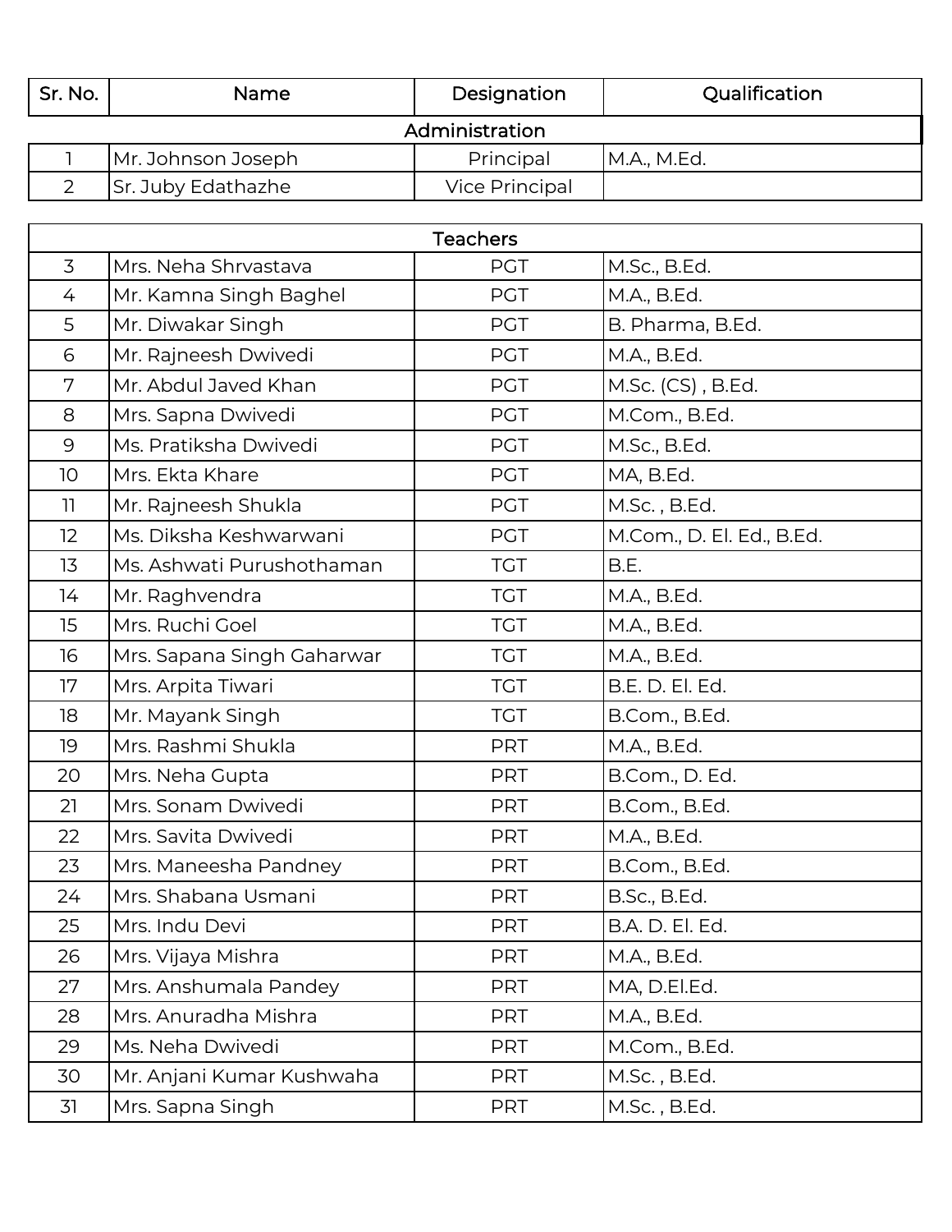| Sr. No. | Name | Designation | Qualification |
| --- | --- | --- | --- |
| Administration | | | |
| 1 | Mr. Johnson Joseph | Principal | M.A., M.Ed. |
| 2 | Sr. Juby Edathazhe | Vice Principal | |

| Teachers | | | |
| --- | --- | --- | --- |
| 3 | Mrs. Neha Shrvastava | PGT | M.Sc., B.Ed. |
| 4 | Mr. Kamna Singh Baghel | PGT | M.A., B.Ed. |
| 5 | Mr. Diwakar Singh | PGT | B. Pharma, B.Ed. |
| 6 | Mr. Rajneesh Dwivedi | PGT | M.A., B.Ed. |
| 7 | Mr. Abdul Javed Khan | PGT | M.Sc. (CS) , B.Ed. |
| 8 | Mrs. Sapna Dwivedi | PGT | M.Com., B.Ed. |
| 9 | Ms. Pratiksha Dwivedi | PGT | M.Sc., B.Ed. |
| 10 | Mrs. Ekta Khare | PGT | MA, B.Ed. |
| 11 | Mr. Rajneesh Shukla | PGT | M.Sc. , B.Ed. |
| 12 | Ms. Diksha Keshwarwani | PGT | M.Com., D. El. Ed., B.Ed. |
| 13 | Ms. Ashwati Purushothaman | TGT | B.E. |
| 14 | Mr. Raghvendra | TGT | M.A., B.Ed. |
| 15 | Mrs. Ruchi Goel | TGT | M.A., B.Ed. |
| 16 | Mrs. Sapana Singh Gaharwar | TGT | M.A., B.Ed. |
| 17 | Mrs. Arpita Tiwari | TGT | B.E. D. El. Ed. |
| 18 | Mr. Mayank Singh | TGT | B.Com., B.Ed. |
| 19 | Mrs. Rashmi Shukla | PRT | M.A., B.Ed. |
| 20 | Mrs. Neha Gupta | PRT | B.Com., D. Ed. |
| 21 | Mrs. Sonam Dwivedi | PRT | B.Com., B.Ed. |
| 22 | Mrs. Savita Dwivedi | PRT | M.A., B.Ed. |
| 23 | Mrs. Maneesha Pandney | PRT | B.Com., B.Ed. |
| 24 | Mrs. Shabana Usmani | PRT | B.Sc., B.Ed. |
| 25 | Mrs. Indu Devi | PRT | B.A. D. El. Ed. |
| 26 | Mrs. Vijaya Mishra | PRT | M.A., B.Ed. |
| 27 | Mrs. Anshumala Pandey | PRT | MA, D.El.Ed. |
| 28 | Mrs. Anuradha Mishra | PRT | M.A., B.Ed. |
| 29 | Ms. Neha Dwivedi | PRT | M.Com., B.Ed. |
| 30 | Mr. Anjani Kumar Kushwaha | PRT | M.Sc. , B.Ed. |
| 31 | Mrs. Sapna Singh | PRT | M.Sc. , B.Ed. |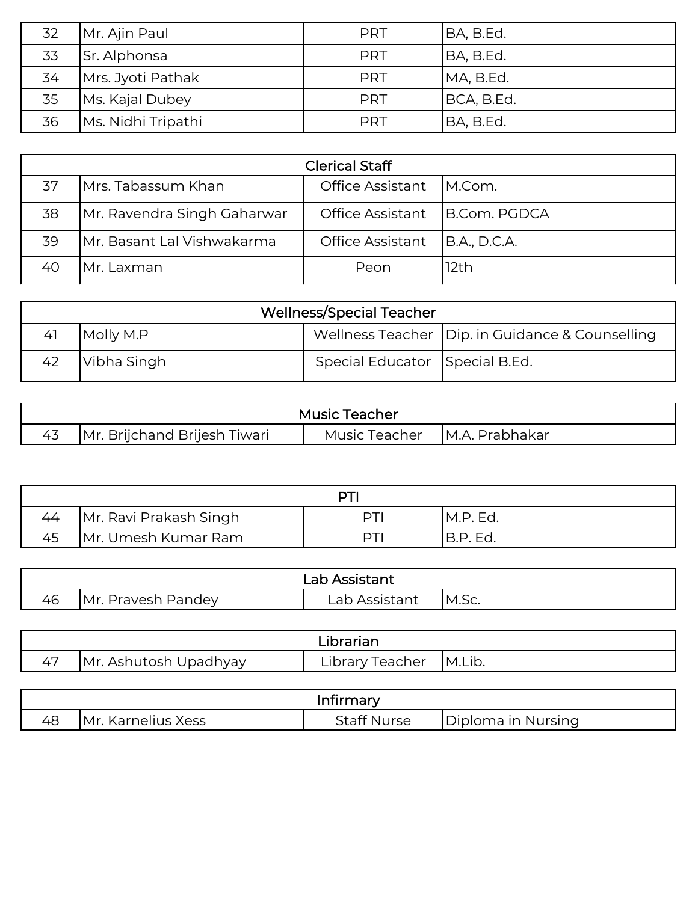| | | | |
|---|---|---|---|
| 32 | Mr. Ajin Paul | PRT | BA, B.Ed. |
| 33 | Sr. Alphonsa | PRT | BA, B.Ed. |
| 34 | Mrs. Jyoti Pathak | PRT | MA, B.Ed. |
| 35 | Ms. Kajal Dubey | PRT | BCA, B.Ed. |
| 36 | Ms. Nidhi Tripathi | PRT | BA, B.Ed. |

| Clerical Staff | | | |
|---|---|---|---|
| 37 | Mrs. Tabassum Khan | Office Assistant | M.Com. |
| 38 | Mr. Ravendra Singh Gaharwar | Office Assistant | B.Com. PGDCA |
| 39 | Mr. Basant Lal Vishwakarma | Office Assistant | B.A., D.C.A. |
| 40 | Mr. Laxman | Peon | 12th |

| Wellness/Special Teacher | | | |
|---|---|---|---|
| 41 | Molly M.P | Wellness Teacher | Dip. in Guidance & Counselling |
| 42 | Vibha Singh | Special Educator | Special B.Ed. |

| Music Teacher | | | |
|---|---|---|---|
| 43 | Mr. Brijchand Brijesh Tiwari | Music Teacher | M.A. Prabhakar |

| PTI | | | |
|---|---|---|---|
| 44 | Mr. Ravi Prakash Singh | PTI | M.P. Ed. |
| 45 | Mr. Umesh Kumar Ram | PTI | B.P. Ed. |

| Lab Assistant | | | |
|---|---|---|---|
| 46 | Mr. Pravesh Pandey | Lab Assistant | M.Sc. |

| Librarian | | | |
|---|---|---|---|
| 47 | Mr. Ashutosh Upadhyay | Library Teacher | M.Lib. |

| Infirmary | | | |
|---|---|---|---|
| 48 | Mr. Karnelius Xess | Staff Nurse | Diploma in Nursing |